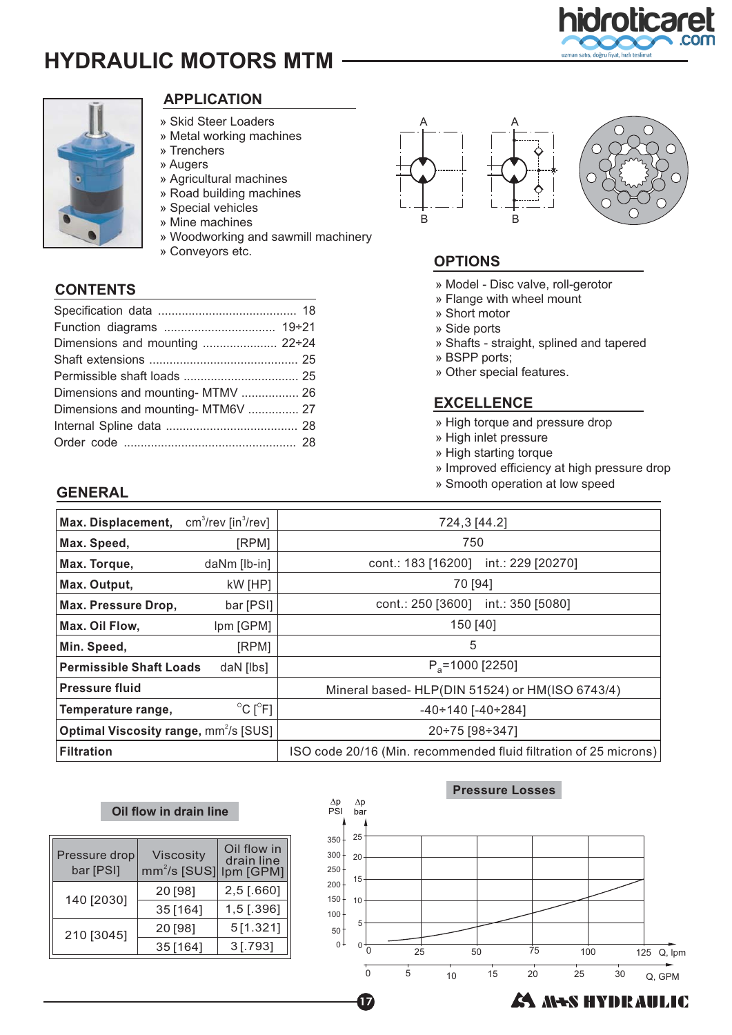# HYDRAULIC MOTORS MTM

## APPLICATION

- » Skid Steer Loaders
- » Metal working machines
- » Trenchers
- » Augers
- » Agricultural machines
- » Road building machines
- » Special vehicles
- » Mine machines
- » Woodworking and sawmill machinery
- » Conveyors etc.

## CONTENTS

| | |
|---|---|
| Specification data | 18 |
| Function diagrams | 19÷21 |
| Dimensions and mounting | 22÷24 |
| Shaft extensions | 25 |
| Permissible shaft loads | 25 |
| Dimensions and mounting- MTMV | 26 |
| Dimensions and mounting- MTM6V | 27 |
| Internal Spline data | 28 |
| Order code | 28 |

## OPTIONS

- » Model - Disc valve, roll-gerotor
- » Flange with wheel mount
- » Short motor
- » Side ports
- » Shafts - straight, splined and tapered
- » BSPP ports;
- » Other special features.

## EXCELLENCE

- » High torque and pressure drop
- » High inlet pressure
- » High starting torque
- » Improved efficiency at high pressure drop
- » Smooth operation at low speed

## GENERAL

| | |
|---|---|
| **Max. Displacement,** $cm^3/rev$ [$in^3/rev$] | 724,3 [44.2] |
| **Max. Speed,** [RPM] | 750 |
| **Max. Torque,** daNm [lb-in] | cont.: 183 [16200] int.: 229 [20270] |
| **Max. Output,** kW [HP] | 70 [94] |
| **Max. Pressure Drop,** bar [PSI] | cont.: 250 [3600] int.: 350 [5080] |
| **Max. Oil Flow,** lpm [GPM] | 150 [40] |
| **Min. Speed,** [RPM] | 5 |
| **Permissible Shaft Loads** daN [lbs] | $P_a$=1000 [2250] |
| **Pressure fluid** | Mineral based- HLP(DIN 51524) or HM(ISO 6743/4) |
| **Temperature range,** °C [°F] | -40÷140 [-40÷284] |
| **Optimal Viscosity range,** $mm^2/s$ [SUS] | 20÷75 [98÷347] |
| **Filtration** | ISO code 20/16 (Min. recommended fluid filtration of 25 microns) |

### Oil flow in drain line

| Pressure drop bar [PSI] | Viscosity $mm^2/s$ [SUS] | Oil flow in drain line lpm [GPM] |
|---|---|---|
| 140 [2030] | 20 [98] | 2,5 [.660] |
| | 35 [164] | 1,5 [.396] |
| 210 [3045] | 20 [98] | 5 [1.321] |
| | 35 [164] | 3 [.793] |

### Pressure Losses

(Chart: Δp PSI / Δp bar vs. Q, lpm / Q, GPM)

M+S HYDRAULIC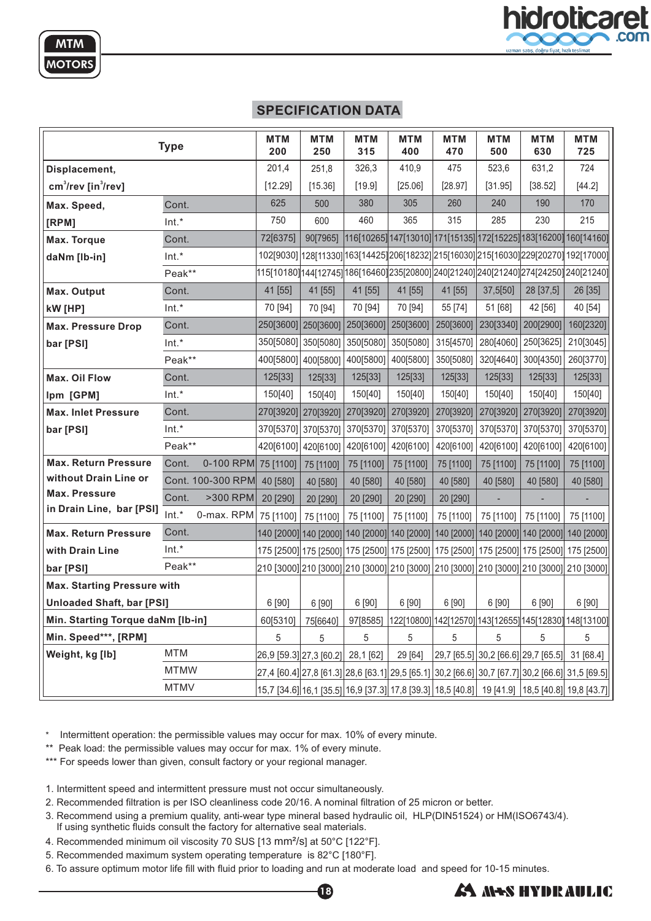## SPECIFICATION DATA

| Type | | MTM 200 | MTM 250 | MTM 315 | MTM 400 | MTM 470 | MTM 500 | MTM 630 | MTM 725 |
|---|---|---|---|---|---|---|---|---|---|
| Displacement, cm³/rev [in³/rev] | | 201,4 [12.29] | 251,8 [15.36] | 326,3 [19.9] | 410,9 [25.06] | 475 [28.97] | 523,6 [31.95] | 631,2 [38.52] | 724 [44.2] |
| Max. Speed, [RPM] | Cont. | 625 | 500 | 380 | 305 | 260 | 240 | 190 | 170 |
| | Int.* | 750 | 600 | 460 | 365 | 315 | 285 | 230 | 215 |
| Max. Torque daNm [lb-in] | Cont. | 72[6375] | 90[7965] | 116[10265] | 147[13010] | 171[15135] | 172[15225] | 183[16200] | 160[14160] |
| | Int.* | 102[9030] | 128[11330] | 163[14425] | 206[18232] | 215[16030] | 215[16030] | 229[20270] | 192[17000] |
| | Peak** | 115[10180] | 144[12745] | 186[16460] | 235[20800] | 240[21240] | 240[21240] | 274[24250] | 240[21240] |
| Max. Output kW [HP] | Cont. | 41 [55] | 41 [55] | 41 [55] | 41 [55] | 41 [55] | 37,5[50] | 28 [37,5] | 26 [35] |
| | Int.* | 70 [94] | 70 [94] | 70 [94] | 70 [94] | 55 [74] | 51 [68] | 42 [56] | 40 [54] |
| Max. Pressure Drop bar [PSI] | Cont. | 250[3600] | 250[3600] | 250[3600] | 250[3600] | 250[3600] | 230[3340] | 200[2900] | 160[2320] |
| | Int.* | 350[5080] | 350[5080] | 350[5080] | 350[5080] | 315[4570] | 280[4060] | 250[3625] | 210[3045] |
| | Peak** | 400[5800] | 400[5800] | 400[5800] | 400[5800] | 350[5080] | 320[4640] | 300[4350] | 260[3770] |
| Max. Oil Flow lpm [GPM] | Cont. | 125[33] | 125[33] | 125[33] | 125[33] | 125[33] | 125[33] | 125[33] | 125[33] |
| | Int.* | 150[40] | 150[40] | 150[40] | 150[40] | 150[40] | 150[40] | 150[40] | 150[40] |
| Max. Inlet Pressure bar [PSI] | Cont. | 270[3920] | 270[3920] | 270[3920] | 270[3920] | 270[3920] | 270[3920] | 270[3920] | 270[3920] |
| | Int.* | 370[5370] | 370[5370] | 370[5370] | 370[5370] | 370[5370] | 370[5370] | 370[5370] | 370[5370] |
| | Peak** | 420[6100] | 420[6100] | 420[6100] | 420[6100] | 420[6100] | 420[6100] | 420[6100] | 420[6100] |
| Max. Return Pressure without Drain Line or Max. Pressure in Drain Line, bar [PSI] | Cont. 0-100 RPM | 75 [1100] | 75 [1100] | 75 [1100] | 75 [1100] | 75 [1100] | 75 [1100] | 75 [1100] | 75 [1100] |
| | Cont. 100-300 RPM | 40 [580] | 40 [580] | 40 [580] | 40 [580] | 40 [580] | 40 [580] | 40 [580] | 40 [580] |
| | Cont. >300 RPM | 20 [290] | 20 [290] | 20 [290] | 20 [290] | 20 [290] | - | - | - |
| | Int.* 0-max. RPM | 75 [1100] | 75 [1100] | 75 [1100] | 75 [1100] | 75 [1100] | 75 [1100] | 75 [1100] | 75 [1100] |
| Max. Return Pressure with Drain Line bar [PSI] | Cont. | 140 [2000] | 140 [2000] | 140 [2000] | 140 [2000] | 140 [2000] | 140 [2000] | 140 [2000] | 140 [2000] |
| | Int.* | 175 [2500] | 175 [2500] | 175 [2500] | 175 [2500] | 175 [2500] | 175 [2500] | 175 [2500] | 175 [2500] |
| | Peak** | 210 [3000] | 210 [3000] | 210 [3000] | 210 [3000] | 210 [3000] | 210 [3000] | 210 [3000] | 210 [3000] |
| Max. Starting Pressure with Unloaded Shaft, bar [PSI] | | 6 [90] | 6 [90] | 6 [90] | 6 [90] | 6 [90] | 6 [90] | 6 [90] | 6 [90] |
| Min. Starting Torque daNm [lb-in] | | 60[5310] | 75[6640] | 97[8585] | 122[10800] | 142[12570] | 143[12655] | 145[12830] | 148[13100] |
| Min. Speed***, [RPM] | | 5 | 5 | 5 | 5 | 5 | 5 | 5 | 5 |
| Weight, kg [lb] | MTM | 26,9 [59.3] | 27,3 [60.2] | 28,1 [62] | 29 [64] | 29,7 [65.5] | 30,2 [66.6] | 29,7 [65.5] | 31 [68.4] |
| | MTMW | 27,4 [60.4] | 27,8 [61.3] | 28,6 [63.1] | 29,5 [65.1] | 30,2 [66.6] | 30,7 [67.7] | 30,2 [66.6] | 31,5 [69.5] |
| | MTMV | 15,7 [34.6] | 16,1 [35.5] | 16,9 [37.3] | 17,8 [39.3] | 18,5 [40.8] | 19 [41.9] | 18,5 [40.8] | 19,8 [43.7] |

\* Intermittent operation: the permissible values may occur for max. 10% of every minute.
\** Peak load: the permissible values may occur for max. 1% of every minute.
\*** For speeds lower than given, consult factory or your regional manager.

1. Intermittent speed and intermittent pressure must not occur simultaneously.
2. Recommended filtration is per ISO cleanliness code 20/16. A nominal filtration of 25 micron or better.
3. Recommend using a premium quality, anti-wear type mineral based hydraulic oil, HLP(DIN51524) or HM(ISO6743/4). If using synthetic fluids consult the factory for alternative seal materials.
4. Recommended minimum oil viscosity 70 SUS [13 mm²/s] at 50°C [122°F].
5. Recommended maximum system operating temperature is 82°C [180°F].
6. To assure optimum motor life fill with fluid prior to loading and run at moderate load and speed for 10-15 minutes.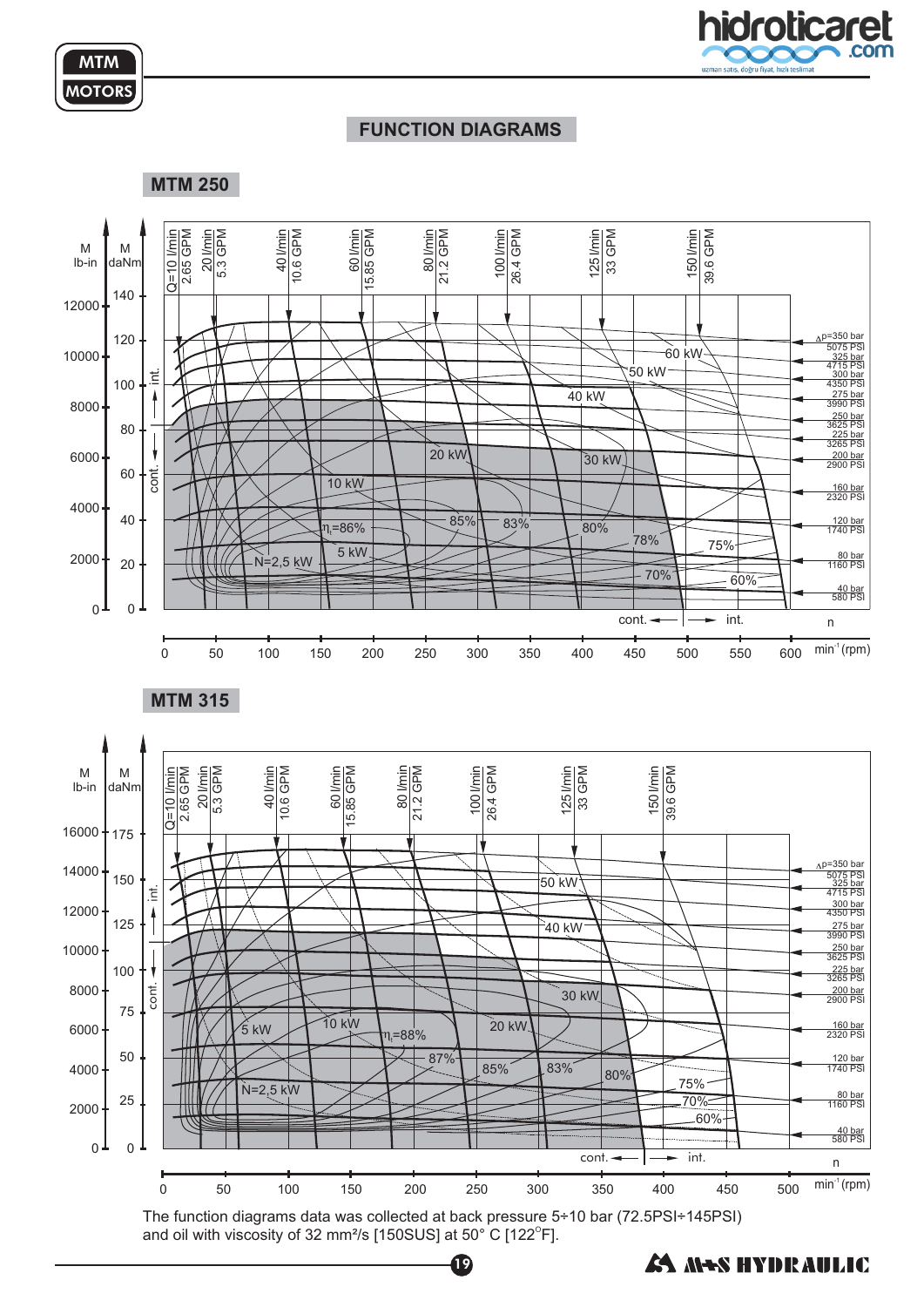# FUNCTION DIAGRAMS

## MTM 250

M lb-in | M daNm

Q=10 l/min 2.65 GPM; 20 l/min 5.3 GPM; 40 l/min 10.6 GPM; 60 l/min 15.85 GPM; 80 l/min 21.2 GPM; 100 l/min 26.4 GPM; 125 l/min 33 GPM; 150 l/min 39.6 GPM

Δp=350 bar 5075 PSI; 325 bar 4715 PSI; 300 bar 4350 PSI; 275 bar 3990 PSI; 250 bar 3625 PSI; 225 bar 3265 PSI; 200 bar 2900 PSI; 160 bar 2320 PSI; 120 bar 1740 PSI; 80 bar 1160 PSI; 40 bar 580 PSI

N=2,5 kW; 5 kW; 10 kW; 20 kW; 30 kW; 40 kW; 50 kW; 60 kW

$\eta_t$=86%; 85%; 83%; 80%; 78%; 75%; 70%; 60%

int.; cont.

n min⁻¹ (rpm): 0, 50, 100, 150, 200, 250, 300, 350, 400, 450, 500, 550, 600

M lb-in: 0, 2000, 4000, 6000, 8000, 10000, 12000
M daNm: 0, 20, 40, 60, 80, 100, 120, 140

## MTM 315

M lb-in | M daNm

Q=10 l/min 2.65 GPM; 20 l/min 5.3 GPM; 40 l/min 10.6 GPM; 60 l/min 15.85 GPM; 80 l/min 21.2 GPM; 100 l/min 26.4 GPM; 125 l/min 33 GPM; 150 l/min 39.6 GPM

Δp=350 bar 5075 PSI; 325 bar 4715 PSI; 300 bar 4350 PSI; 275 bar 3990 PSI; 250 bar 3625 PSI; 225 bar 3265 PSI; 200 bar 2900 PSI; 160 bar 2320 PSI; 120 bar 1740 PSI; 80 bar 1160 PSI; 40 bar 580 PSI

N=2,5 kW; 5 kW; 10 kW; 20 kW; 30 kW; 40 kW; 50 kW

$\eta_t$=88%; 87%; 85%; 83%; 80%; 75%; 70%; 60%

int.; cont.

n min⁻¹ (rpm): 0, 50, 100, 150, 200, 250, 300, 350, 400, 450, 500

M lb-in: 0, 2000, 4000, 6000, 8000, 10000, 12000, 14000, 16000
M daNm: 0, 25, 50, 75, 100, 125, 150, 175

The function diagrams data was collected at back pressure 5÷10 bar (72.5PSI÷145PSI) and oil with viscosity of 32 mm²/s [150SUS] at 50° C [122°F].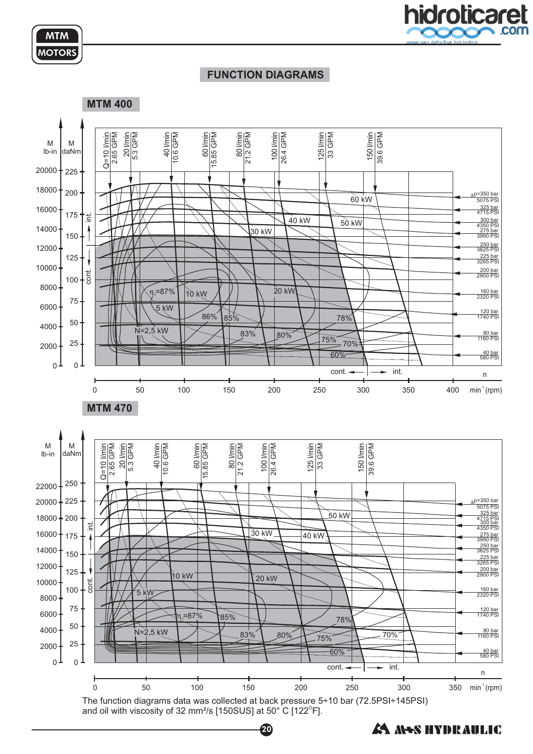# FUNCTION DIAGRAMS

## MTM 400

## MTM 470

The function diagrams data was collected at back pressure 5÷10 bar (72.5PSI÷145PSI) and oil with viscosity of 32 mm²/s [150SUS] at 50° C [122°F].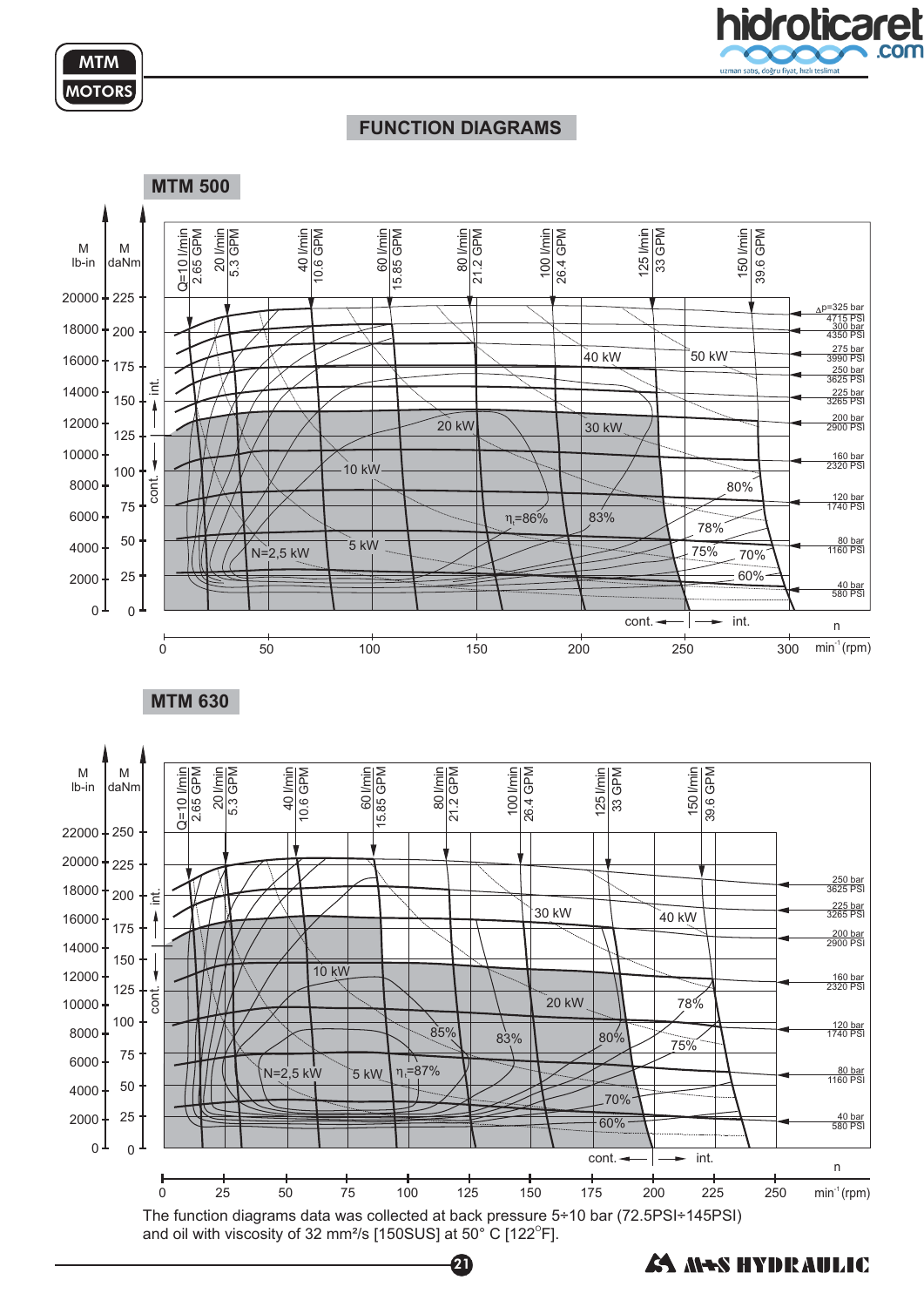# FUNCTION DIAGRAMS

## MTM 500

M lb-in | M daNm

Q=10 l/min 2.65 GPM, 20 l/min 5.3 GPM, 40 l/min 10.6 GPM, 60 l/min 15.85 GPM, 80 l/min 21.2 GPM, 100 l/min 26.4 GPM, 125 l/min 33 GPM, 150 l/min 39.6 GPM

Δp=325 bar 4715 PSI, 300 bar 4350 PSI, 275 bar 3990 PSI, 250 bar 3625 PSI, 225 bar 3265 PSI, 200 bar 2900 PSI, 160 bar 2320 PSI, 120 bar 1740 PSI, 80 bar 1160 PSI, 40 bar 580 PSI

N=2,5 kW, 5 kW, 10 kW, 20 kW, 30 kW, 40 kW, 50 kW

$\eta_t$=86%, 83%, 80%, 78%, 75%, 70%, 60%

int. / cont.

n min$^{-1}$ (rpm): 0, 50, 100, 150, 200, 250, 300

## MTM 630

M lb-in | M daNm

Q=10 l/min 2.65 GPM, 20 l/min 5.3 GPM, 40 l/min 10.6 GPM, 60 l/min 15.85 GPM, 80 l/min 21.2 GPM, 100 l/min 26.4 GPM, 125 l/min 33 GPM, 150 l/min 39.6 GPM

250 bar 3625 PSI, 225 bar 3265 PSI, 200 bar 2900 PSI, 160 bar 2320 PSI, 120 bar 1740 PSI, 80 bar 1160 PSI, 40 bar 580 PSI

N=2,5 kW, 5 kW, 10 kW, 20 kW, 30 kW, 40 kW

$\eta_t$=87%, 85%, 83%, 80%, 78%, 75%, 70%, 60%

int. / cont.

n min$^{-1}$ (rpm): 0, 25, 50, 75, 100, 125, 150, 175, 200, 225, 250

The function diagrams data was collected at back pressure 5÷10 bar (72.5PSI÷145PSI) and oil with viscosity of 32 mm²/s [150SUS] at 50° C [122°F].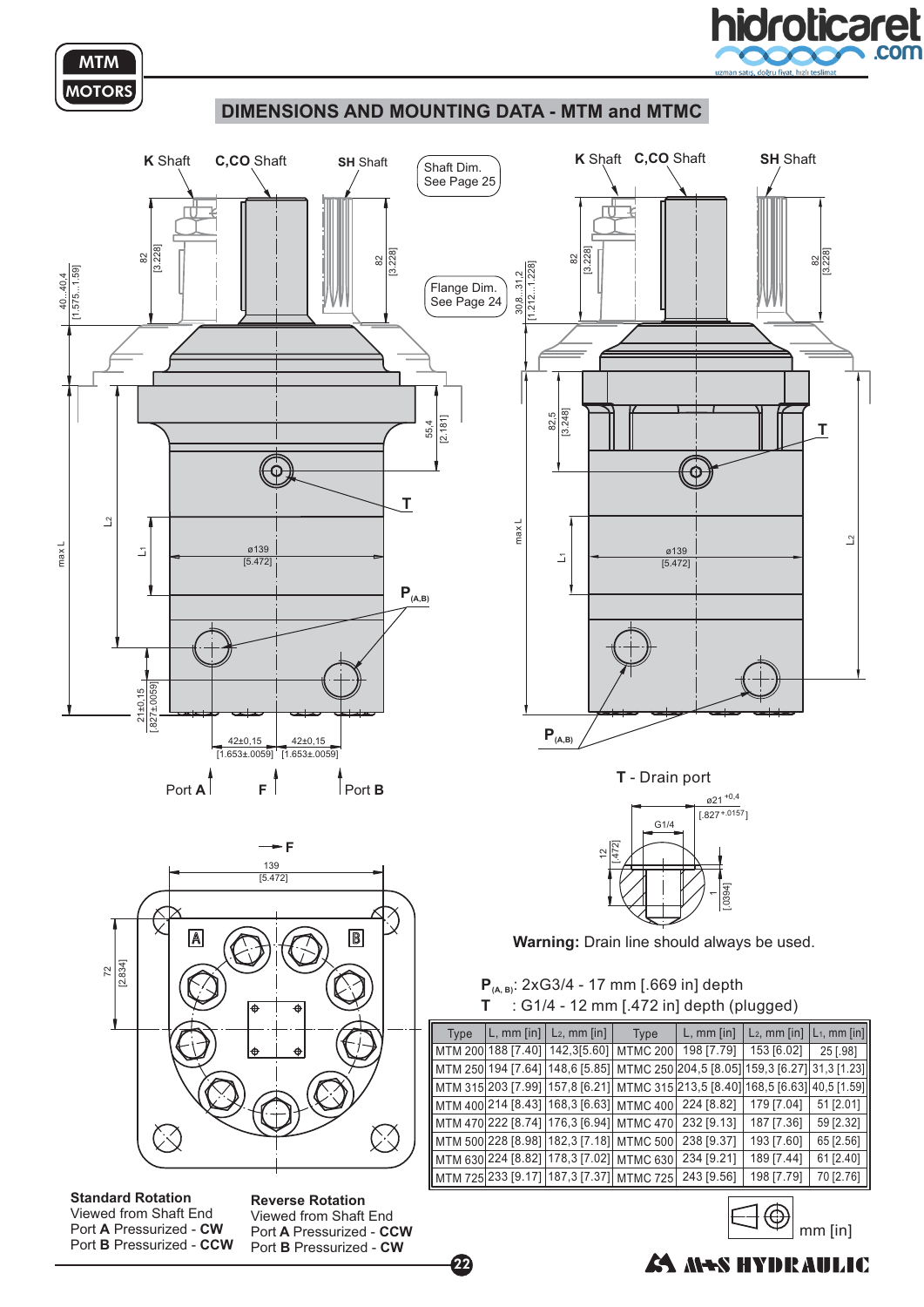# DIMENSIONS AND MOUNTING DATA - MTM and MTMC

K Shaft C,CO Shaft SH Shaft

Shaft Dim. See Page 25

Flange Dim. See Page 24

T - Drain port

**Warning:** Drain line should always be used.

$P_{(A, B)}$: 2xG3/4 - 17 mm [.669 in] depth

T : G1/4 - 12 mm [.472 in] depth (plugged)

| Type | L, mm [in] | L₂, mm [in] | Type | L, mm [in] | L₂, mm [in] | L₁, mm [in] |
|---|---|---|---|---|---|---|
| MTM 200 | 188 [7.40] | 142,3[5.60] | MTMC 200 | 198 [7.79] | 153 [6.02] | 25 [.98] |
| MTM 250 | 194 [7.64] | 148,6 [5.85] | MTMC 250 | 204,5 [8.05] | 159,3 [6.27] | 31,3 [1.23] |
| MTM 315 | 203 [7.99] | 157,8 [6.21] | MTMC 315 | 213,5 [8.40] | 168,5 [6.63] | 40,5 [1.59] |
| MTM 400 | 214 [8.43] | 168,3 [6.63] | MTMC 400 | 224 [8.82] | 179 [7.04] | 51 [2.01] |
| MTM 470 | 222 [8.74] | 176,3 [6.94] | MTMC 470 | 232 [9.13] | 187 [7.36] | 59 [2.32] |
| MTM 500 | 228 [8.98] | 182,3 [7.18] | MTMC 500 | 238 [9.37] | 193 [7.60] | 65 [2.56] |
| MTM 630 | 224 [8.82] | 178,3 [7.02] | MTMC 630 | 234 [9.21] | 189 [7.44] | 61 [2.40] |
| MTM 725 | 233 [9.17] | 187,3 [7.37] | MTMC 725 | 243 [9.56] | 198 [7.79] | 70 [2.76] |

**Standard Rotation**
Viewed from Shaft End
Port **A** Pressurized - **CW**
Port **B** Pressurized - **CCW**

**Reverse Rotation**
Viewed from Shaft End
Port **A** Pressurized - **CCW**
Port **B** Pressurized - **CW**

mm [in]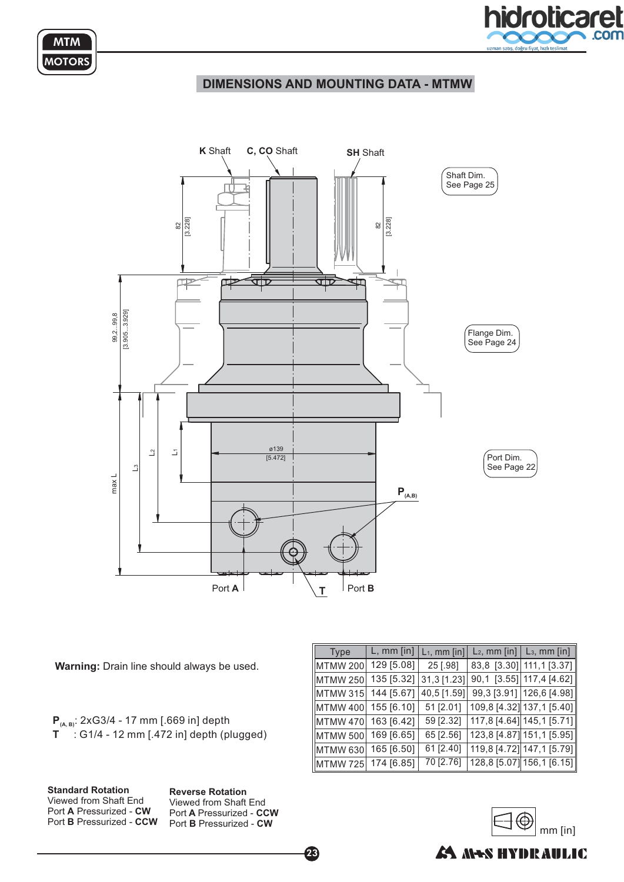## DIMENSIONS AND MOUNTING DATA - MTMW

K Shaft　C, CO Shaft　SH Shaft

Shaft Dim. See Page 25

Flange Dim. See Page 24

Port Dim. See Page 22

82 [3.228]

99,2...99,8 [3.905...3.929]

ø139 [5.472]

max L　$L_3$　$L_2$　$L_1$

$P_{(A,B)}$

Port **A**　**T**　Port **B**

**Warning:** Drain line should always be used.

$P_{(A, B)}$: 2xG3/4 - 17 mm [.669 in] depth
**T** : G1/4 - 12 mm [.472 in] depth (plugged)

| Type | L, mm [in] | $L_1$, mm [in] | $L_2$, mm [in] | $L_3$, mm [in] |
|---|---|---|---|---|
| MTMW 200 | 129 [5.08] | 25 [.98] | 83,8 [3.30] | 111,1 [3.37] |
| MTMW 250 | 135 [5.32] | 31,3 [1.23] | 90,1 [3.55] | 117,4 [4.62] |
| MTMW 315 | 144 [5.67] | 40,5 [1.59] | 99,3 [3.91] | 126,6 [4.98] |
| MTMW 400 | 155 [6.10] | 51 [2.01] | 109,8 [4.32] | 137,1 [5.40] |
| MTMW 470 | 163 [6.42] | 59 [2.32] | 117,8 [4.64] | 145,1 [5.71] |
| MTMW 500 | 169 [6.65] | 65 [2.56] | 123,8 [4.87] | 151,1 [5.95] |
| MTMW 630 | 165 [6.50] | 61 [2.40] | 119,8 [4.72] | 147,1 [5.79] |
| MTMW 725 | 174 [6.85] | 70 [2.76] | 128,8 [5.07] | 156,1 [6.15] |

**Standard Rotation**
Viewed from Shaft End
Port **A** Pressurized - **CW**
Port **B** Pressurized - **CCW**

**Reverse Rotation**
Viewed from Shaft End
Port **A** Pressurized - **CCW**
Port **B** Pressurized - **CW**

mm [in]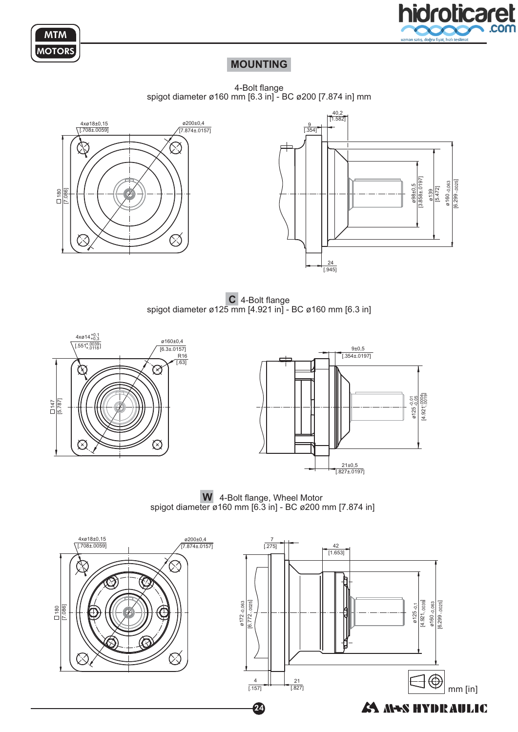## MOUNTING

4-Bolt flange
spigot diameter ø160 mm [6.3 in] - BC ø200 [7.874 in] mm

4xø18±0,15 [.708±.0059]

ø200±0,4 [7.874±.0157]

□180 [7.086]

40,2 [1.582]

9 [.354]

ø98±0,5 [3.858±.0197]

ø139 [5.472]

ø160 -0,063 [6.299 -.0025]

24 [.945]

**C** 4-Bolt flange
spigot diameter ø125 mm [4.921 in] - BC ø160 mm [6.3 in]

4xø14 +0,1 +0,3 [.551 +.0039 +.0118]

ø160±0,4 [6.3±.0157]

R16 [.63]

□147 [5.787]

9±0,5 [.354±.0197]

ø125 -0,01 -0,05 [4.921 -.0004 -.0019]

21±0,5 [.827±.0197]

**W** 4-Bolt flange, Wheel Motor
spigot diameter ø160 mm [6.3 in] - BC ø200 mm [7.874 in]

4xø18±0,15 [.708±.0059]

ø200±0,4 [7.874±.0157]

□180 [7.086]

7 [.275]

42 [1.653]

ø172 -0,063 [6.772 -.0025]

ø125 -0,1 [4.921 -.0039]

ø160 -0,063 [6.299 -.0025]

4 [.157]

21 [.827]

mm [in]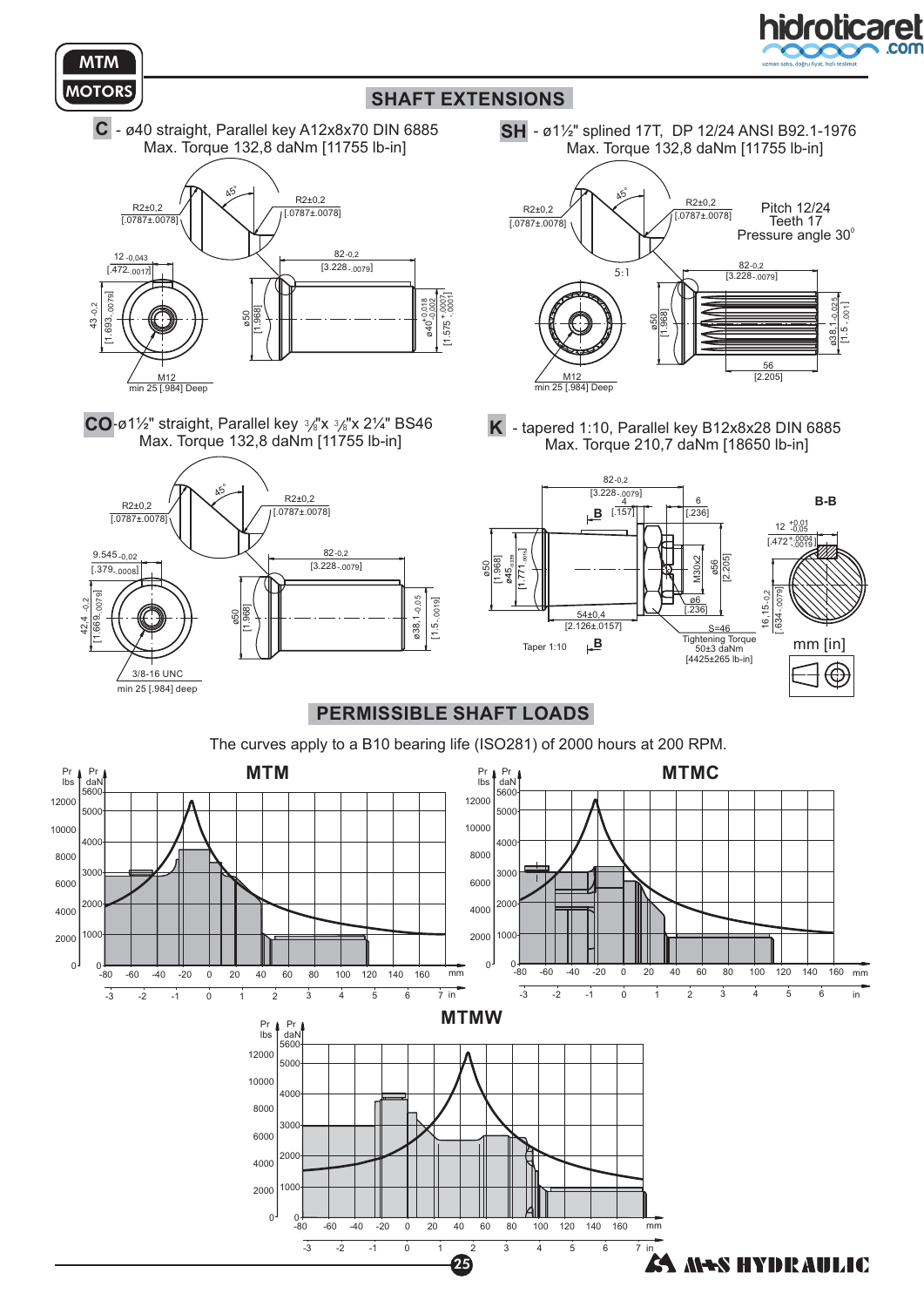## SHAFT EXTENSIONS

**C** - ø40 straight, Parallel key A12x8x70 DIN 6885
Max. Torque 132,8 daNm [11755 lb-in]

R2±0,2 [.0787±.0078]
R2±0,2 [.0787±.0078]
45°
12 -0,043 [.472-.0017]
82-0,2 [3.228-.0079]
43-0,2 [1.693-.0079]
ø50 [1.968]
ø40 +0,018 +0,002 [1.575 +.0007 +.0001]
M12
min 25 [.984] Deep

**SH** - ø1½" splined 17T, DP 12/24 ANSI B92.1-1976
Max. Torque 132,8 daNm [11755 lb-in]

R2±0,2 [.0787±.0078]
R2±0,2 [.0787±.0078]
45°
Pitch 12/24
Teeth 17
Pressure angle 30°
5:1
82-0,2 [3.228-.0079]
ø50 [1.968]
ø38,1-0,025 [1.5-.001]
56 [2.205]
M12
min 25 [.984] Deep

**CO**-ø1½" straight, Parallel key ⅜"x ⅜"x 2¼" BS46
Max. Torque 132,8 daNm [11755 lb-in]

R2±0,2 [.0787±.0078]
R2±0,2 [.0787±.0078]
45°
9.545-0,02 [.379-.0008]
82-0,2 [3.228-.0079]
42,4-0,2 [1.669-.0079]
ø50 [1.968]
ø38,1-0,05 [1.5-.0019]
3/8-16 UNC
min 25 [.984] deep

**K** - tapered 1:10, Parallel key B12x8x28 DIN 6885
Max. Torque 210,7 daNm [18650 lb-in]

82-0,2 [3.228-.0079]
4 [.157]
6 [.236]
B
B-B
12 +0,01 -0,05 [.472 +.0004 -.0019]
ø50 [1.968]
ø45 [1.771]
M30x2
ø56 [2.205]
ø6 [.236]
16,15-0,2 [.634-.0079]
54±0,4 [2.126±.0157]
S=46
Tightening Torque 50±3 daNm [4425±265 lb-in]
Taper 1:10
B
mm [in]

## PERMISSIBLE SHAFT LOADS

The curves apply to a B10 bearing life (ISO281) of 2000 hours at 200 RPM.

**MTM**

**MTMC**

**MTMW**

Axes: Pr lbs (0–12000), Pr daN (0–5600); mm (-80 to 160), in (-3 to 7)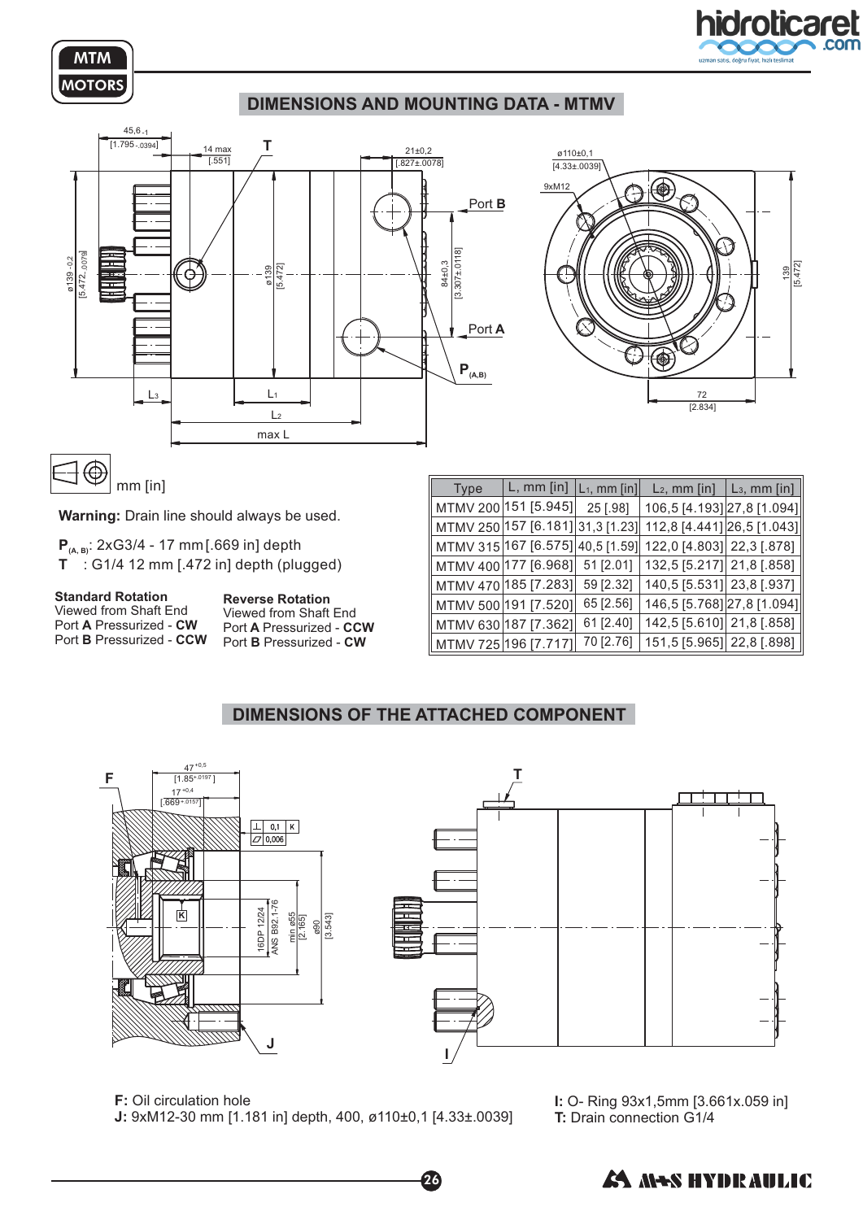## DIMENSIONS AND MOUNTING DATA - MTMV

mm [in]

**Warning:** Drain line should always be used.

$P_{(A,B)}$: 2xG3/4 - 17 mm [.669 in] depth

**T** : G1/4 12 mm [.472 in] depth (plugged)

**Standard Rotation**
Viewed from Shaft End
Port **A** Pressurized - **CW**
Port **B** Pressurized - **CCW**

**Reverse Rotation**
Viewed from Shaft End
Port **A** Pressurized - **CCW**
Port **B** Pressurized - **CW**

| Type | L, mm [in] | $L_1$, mm [in] | $L_2$, mm [in] | $L_3$, mm [in] |
|---|---|---|---|---|
| MTMV 200 | 151 [5.945] | 25 [.98] | 106,5 [4.193] | 27,8 [1.094] |
| MTMV 250 | 157 [6.181] | 31,3 [1.23] | 112,8 [4.441] | 26,5 [1.043] |
| MTMV 315 | 167 [6.575] | 40,5 [1.59] | 122,0 [4.803] | 22,3 [.878] |
| MTMV 400 | 177 [6.968] | 51 [2.01] | 132,5 [5.217] | 21,8 [.858] |
| MTMV 470 | 185 [7.283] | 59 [2.32] | 140,5 [5.531] | 23,8 [.937] |
| MTMV 500 | 191 [7.520] | 65 [2.56] | 146,5 [5.768] | 27,8 [1.094] |
| MTMV 630 | 187 [7.362] | 61 [2.40] | 142,5 [5.610] | 21,8 [.858] |
| MTMV 725 | 196 [7.717] | 70 [2.76] | 151,5 [5.965] | 22,8 [.898] |

## DIMENSIONS OF THE ATTACHED COMPONENT

**F:** Oil circulation hole
**J:** 9xM12-30 mm [1.181 in] depth, 400, ø110±0,1 [4.33±.0039]

**I:** O- Ring 93x1,5mm [3.661x.059 in]
**T:** Drain connection G1/4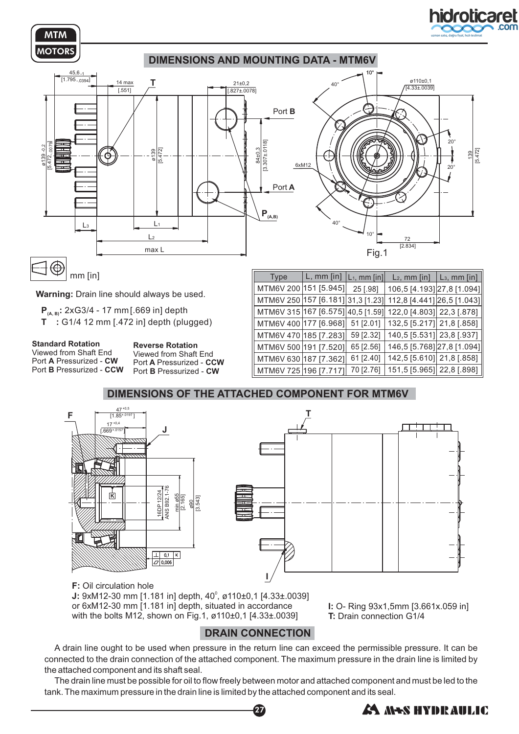## DIMENSIONS AND MOUNTING DATA - MTM6V

Fig.1

mm [in]

**Warning:** Drain line should always be used.

$P_{(A,B)}$: 2xG3/4 - 17 mm [.669 in] depth
**T** : G1/4 12 mm [.472 in] depth (plugged)

**Standard Rotation**
Viewed from Shaft End
Port **A** Pressurized - **CW**
Port **B** Pressurized - **CCW**

**Reverse Rotation**
Viewed from Shaft End
Port **A** Pressurized - **CCW**
Port **B** Pressurized - **CW**

| Type | L, mm [in] | $L_1$, mm [in] | $L_2$, mm [in] | $L_3$, mm [in] |
|---|---|---|---|---|
| MTM6V 200 | 151 [5.945] | 25 [.98] | 106,5 [4.193] | 27,8 [1.094] |
| MTM6V 250 | 157 [6.181] | 31,3 [1.23] | 112,8 [4.441] | 26,5 [1.043] |
| MTM6V 315 | 167 [6.575] | 40,5 [1.59] | 122,0 [4.803] | 22,3 [.878] |
| MTM6V 400 | 177 [6.968] | 51 [2.01] | 132,5 [5.217] | 21,8 [.858] |
| MTM6V 470 | 185 [7.283] | 59 [2.32] | 140,5 [5.531] | 23,8 [.937] |
| MTM6V 500 | 191 [7.520] | 65 [2.56] | 146,5 [5.768] | 27,8 [1.094] |
| MTM6V 630 | 187 [7.362] | 61 [2.40] | 142,5 [5.610] | 21,8 [.858] |
| MTM6V 725 | 196 [7.717] | 70 [2.76] | 151,5 [5.965] | 22,8 [.898] |

## DIMENSIONS OF THE ATTACHED COMPONENT FOR MTM6V

**F:** Oil circulation hole
**J:** 9xM12-30 mm [1.181 in] depth, 40°, ø110±0,1 [4.33±.0039]
or 6xM12-30 mm [1.181 in] depth, situated in accordance
with the bolts M12, shown on Fig.1, ø110±0,1 [4.33±.0039]

**I:** O- Ring 93x1,5mm [3.661x.059 in]
**T:** Drain connection G1/4

## DRAIN CONNECTION

A drain line ought to be used when pressure in the return line can exceed the permissible pressure. It can be connected to the drain connection of the attached component. The maximum pressure in the drain line is limited by the attached component and its shaft seal.

The drain line must be possible for oil to flow freely between motor and attached component and must be led to the tank. The maximum pressure in the drain line is limited by the attached component and its seal.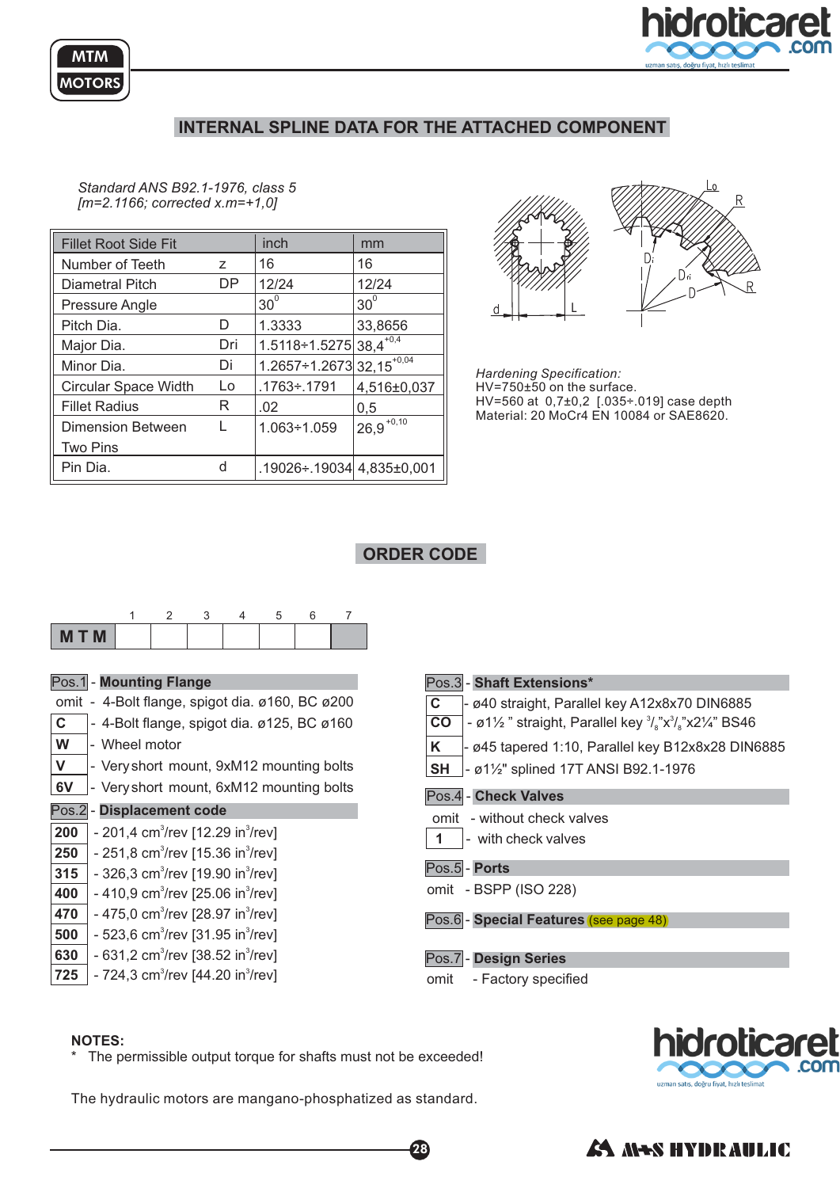## INTERNAL SPLINE DATA FOR THE ATTACHED COMPONENT

*Standard ANS B92.1-1976, class 5*
*[m=2.1166; corrected x.m=+1,0]*

| Fillet Root Side Fit | | inch | mm |
|---|---|---|---|
| Number of Teeth | z | 16 | 16 |
| Diametral Pitch | DP | 12/24 | 12/24 |
| Pressure Angle | | $30^0$ | $30^0$ |
| Pitch Dia. | D | 1.3333 | 33,8656 |
| Major Dia. | Dri | 1.5118÷1.5275 | $38,4^{+0,4}$ |
| Minor Dia. | Di | 1.2657÷1.2673 | $32,15^{+0,04}$ |
| Circular Space Width | Lo | .1763÷.1791 | 4,516±0,037 |
| Fillet Radius | R | .02 | 0,5 |
| Dimension Between Two Pins | L | 1.063÷1.059 | $26,9^{+0,10}$ |
| Pin Dia. | d | .19026÷.19034 | 4,835±0,001 |

Lo, R, Di, Dri, D, R, d, L

*Hardening Specification:*
HV=750±50 on the surface.
HV=560 at 0,7±0,2 [.035÷.019] case depth
Material: 20 MoCr4 EN 10084 or SAE8620.

## ORDER CODE

| M T M | 1 | 2 | 3 | 4 | 5 | 6 | 7 |
|---|---|---|---|---|---|---|---|

**Pos.1 - Mounting Flange**

- omit - 4-Bolt flange, spigot dia. ø160, BC ø200
- **C** - 4-Bolt flange, spigot dia. ø125, BC ø160
- **W** - Wheel motor
- **V** - Very short mount, 9xM12 mounting bolts
- **6V** - Very short mount, 6xM12 mounting bolts

**Pos.2 - Displacement code**

- **200** - 201,4 $cm^3$/rev [12.29 $in^3$/rev]
- **250** - 251,8 $cm^3$/rev [15.36 $in^3$/rev]
- **315** - 326,3 $cm^3$/rev [19.90 $in^3$/rev]
- **400** - 410,9 $cm^3$/rev [25.06 $in^3$/rev]
- **470** - 475,0 $cm^3$/rev [28.97 $in^3$/rev]
- **500** - 523,6 $cm^3$/rev [31.95 $in^3$/rev]
- **630** - 631,2 $cm^3$/rev [38.52 $in^3$/rev]
- **725** - 724,3 $cm^3$/rev [44.20 $in^3$/rev]

**Pos.3 - Shaft Extensions***

- **C** - ø40 straight, Parallel key A12x8x70 DIN6885
- **CO** - ø1½ " straight, Parallel key $^3/_8$"x$^3/_8$"x2¼" BS46
- **K** - ø45 tapered 1:10, Parallel key B12x8x28 DIN6885
- **SH** - ø1½" splined 17T ANSI B92.1-1976

**Pos.4 - Check Valves**

- omit - without check valves
- **1** - with check valves

**Pos.5 - Ports**

- omit - BSPP (ISO 228)

**Pos.6 - Special Features** (see page 48)

**Pos.7 - Design Series**

- omit - Factory specified

**NOTES:**

\* The permissible output torque for shafts must not be exceeded!

The hydraulic motors are mangano-phosphatized as standard.